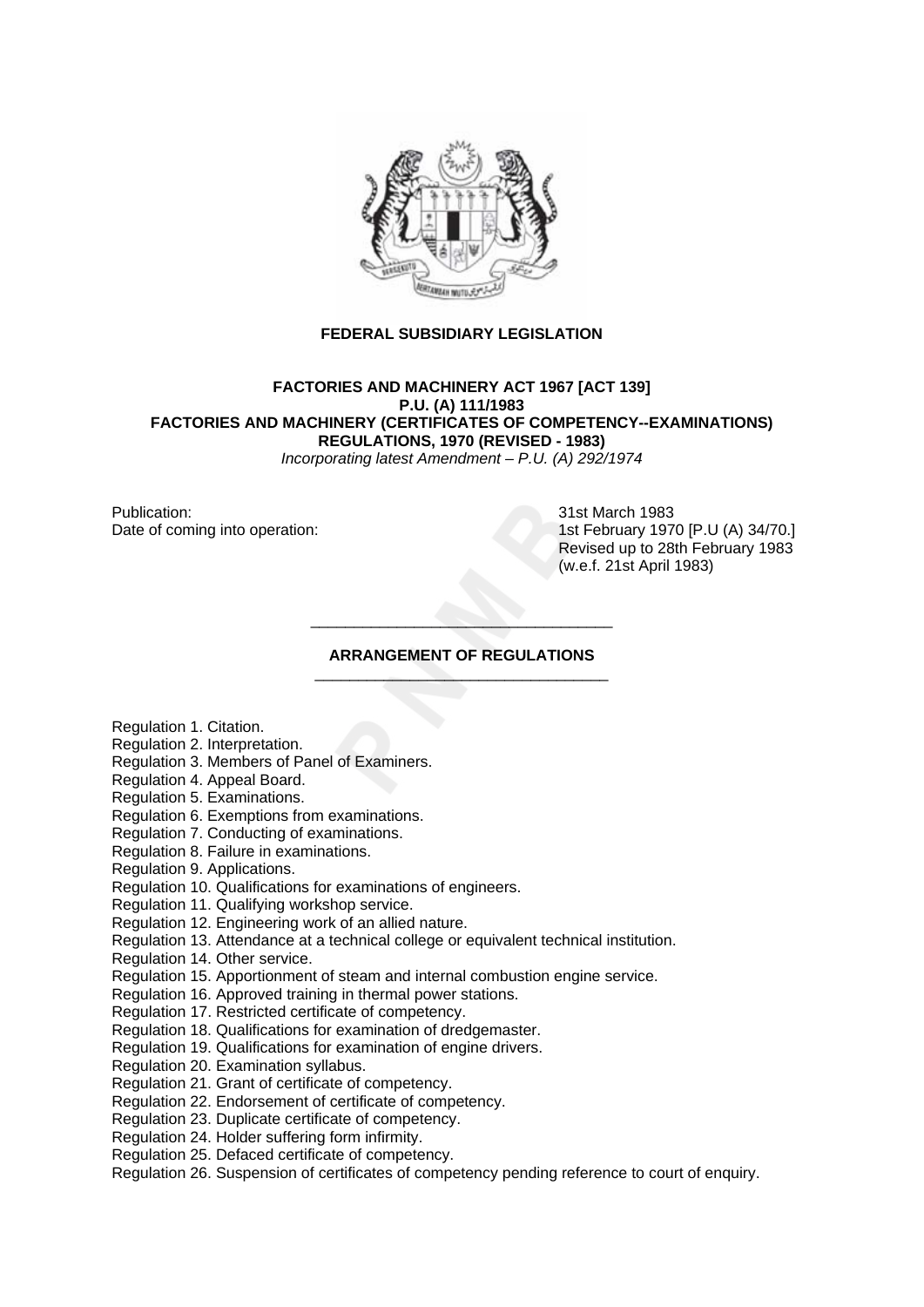**FEDERAL SUBSIDIARY LEGISLATION**

**FACTORIES AND MACHINERY ACT 1967 [ACT 139]**
**P.U. (A) 111/1983**
**FACTORIES AND MACHINERY (CERTIFICATES OF COMPETENCY--EXAMINATIONS) REGULATIONS, 1970 (REVISED - 1983)**
*Incorporating latest Amendment – P.U. (A) 292/1974*

Publication: 31st March 1983
Date of coming into operation: 1st February 1970 [P.U (A) 34/70.]
Revised up to 28th February 1983
(w.e.f. 21st April 1983)

## ARRANGEMENT OF REGULATIONS

Regulation 1. Citation.
Regulation 2. Interpretation.
Regulation 3. Members of Panel of Examiners.
Regulation 4. Appeal Board.
Regulation 5. Examinations.
Regulation 6. Exemptions from examinations.
Regulation 7. Conducting of examinations.
Regulation 8. Failure in examinations.
Regulation 9. Applications.
Regulation 10. Qualifications for examinations of engineers.
Regulation 11. Qualifying workshop service.
Regulation 12. Engineering work of an allied nature.
Regulation 13. Attendance at a technical college or equivalent technical institution.
Regulation 14. Other service.
Regulation 15. Apportionment of steam and internal combustion engine service.
Regulation 16. Approved training in thermal power stations.
Regulation 17. Restricted certificate of competency.
Regulation 18. Qualifications for examination of dredgemaster.
Regulation 19. Qualifications for examination of engine drivers.
Regulation 20. Examination syllabus.
Regulation 21. Grant of certificate of competency.
Regulation 22. Endorsement of certificate of competency.
Regulation 23. Duplicate certificate of competency.
Regulation 24. Holder suffering form infirmity.
Regulation 25. Defaced certificate of competency.
Regulation 26. Suspension of certificates of competency pending reference to court of enquiry.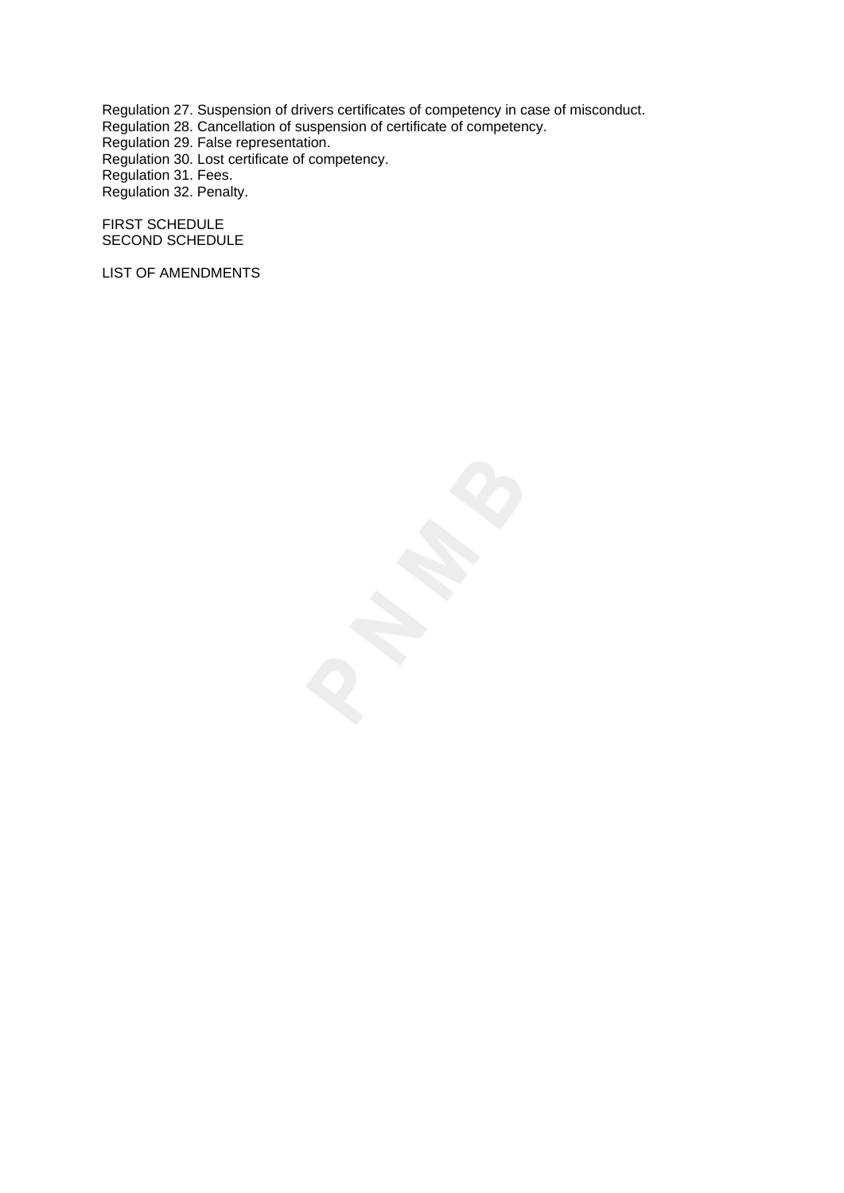Regulation 27. Suspension of drivers certificates of competency in case of misconduct.
Regulation 28. Cancellation of suspension of certificate of competency.
Regulation 29. False representation.
Regulation 30. Lost certificate of competency.
Regulation 31. Fees.
Regulation 32. Penalty.

FIRST SCHEDULE
SECOND SCHEDULE

LIST OF AMENDMENTS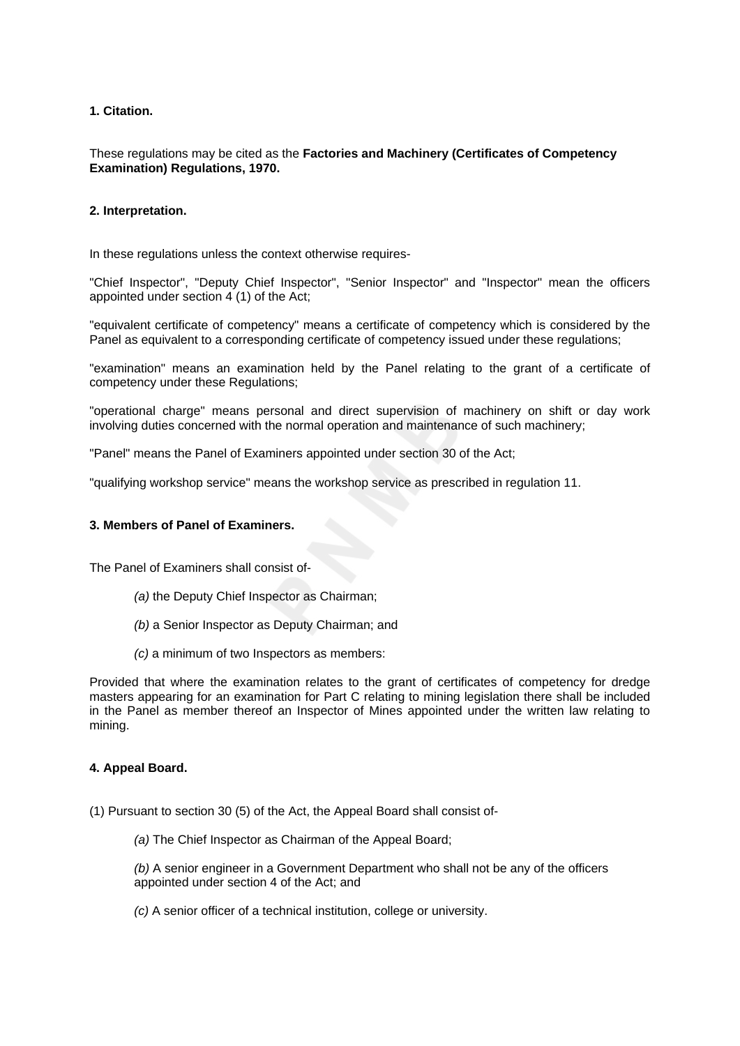### 1. Citation.

These regulations may be cited as the **Factories and Machinery (Certificates of Competency Examination) Regulations, 1970.**

### 2. Interpretation.

In these regulations unless the context otherwise requires-

"Chief Inspector", "Deputy Chief Inspector", "Senior Inspector" and "Inspector" mean the officers appointed under section 4 (1) of the Act;

"equivalent certificate of competency" means a certificate of competency which is considered by the Panel as equivalent to a corresponding certificate of competency issued under these regulations;

"examination" means an examination held by the Panel relating to the grant of a certificate of competency under these Regulations;

"operational charge" means personal and direct supervision of machinery on shift or day work involving duties concerned with the normal operation and maintenance of such machinery;

"Panel" means the Panel of Examiners appointed under section 30 of the Act;

"qualifying workshop service" means the workshop service as prescribed in regulation 11.

### 3. Members of Panel of Examiners.

The Panel of Examiners shall consist of-

*(a)* the Deputy Chief Inspector as Chairman;

*(b)* a Senior Inspector as Deputy Chairman; and

*(c)* a minimum of two Inspectors as members:

Provided that where the examination relates to the grant of certificates of competency for dredge masters appearing for an examination for Part C relating to mining legislation there shall be included in the Panel as member thereof an Inspector of Mines appointed under the written law relating to mining.

### 4. Appeal Board.

(1) Pursuant to section 30 (5) of the Act, the Appeal Board shall consist of-

*(a)* The Chief Inspector as Chairman of the Appeal Board;

*(b)* A senior engineer in a Government Department who shall not be any of the officers appointed under section 4 of the Act; and

*(c)* A senior officer of a technical institution, college or university.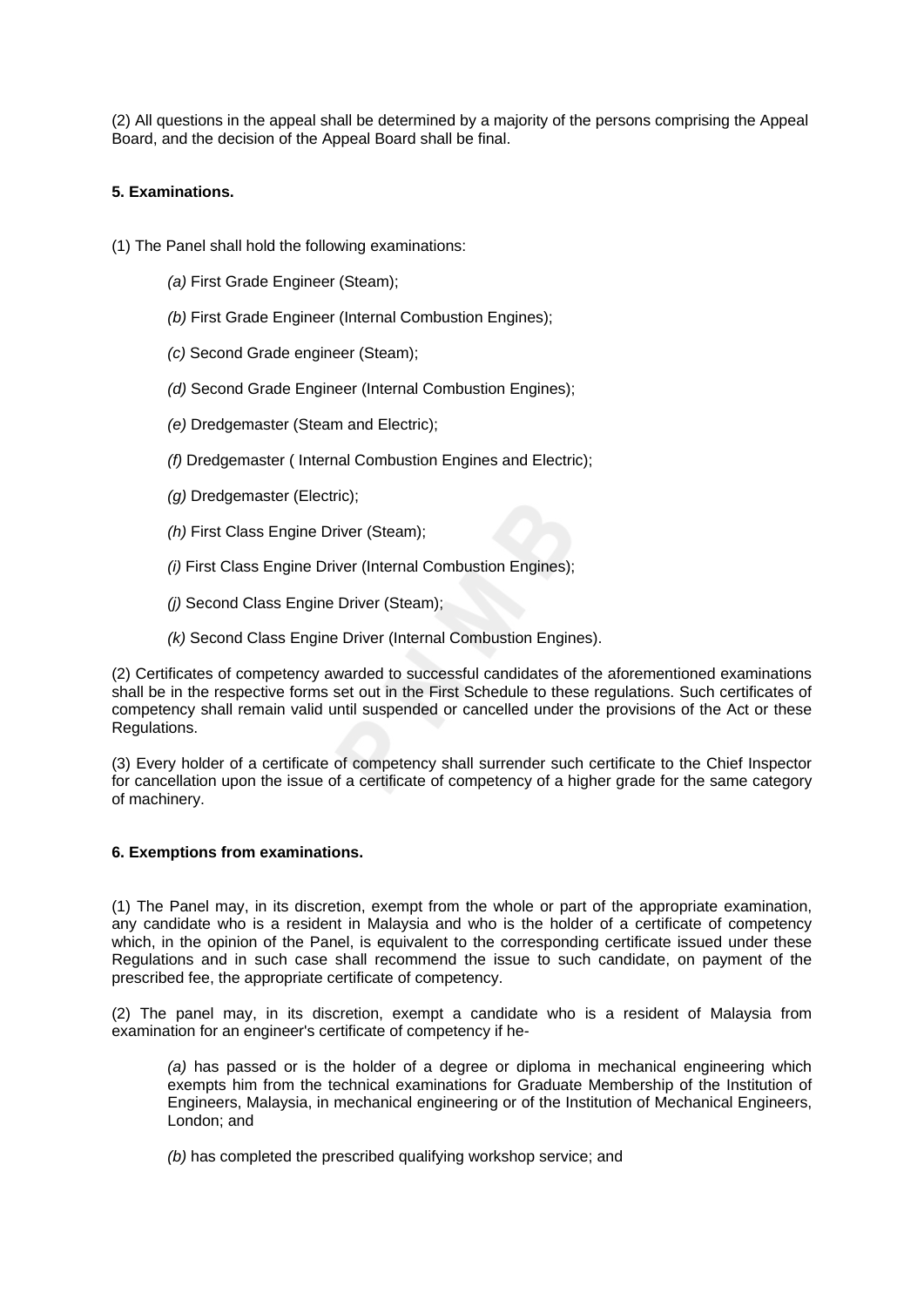(2) All questions in the appeal shall be determined by a majority of the persons comprising the Appeal Board, and the decision of the Appeal Board shall be final.

**5. Examinations.**

(1) The Panel shall hold the following examinations:

*(a)* First Grade Engineer (Steam);

*(b)* First Grade Engineer (Internal Combustion Engines);

*(c)* Second Grade engineer (Steam);

*(d)* Second Grade Engineer (Internal Combustion Engines);

*(e)* Dredgemaster (Steam and Electric);

*(f)* Dredgemaster ( Internal Combustion Engines and Electric);

*(g)* Dredgemaster (Electric);

*(h)* First Class Engine Driver (Steam);

*(i)* First Class Engine Driver (Internal Combustion Engines);

*(j)* Second Class Engine Driver (Steam);

*(k)* Second Class Engine Driver (Internal Combustion Engines).

(2) Certificates of competency awarded to successful candidates of the aforementioned examinations shall be in the respective forms set out in the First Schedule to these regulations. Such certificates of competency shall remain valid until suspended or cancelled under the provisions of the Act or these Regulations.

(3) Every holder of a certificate of competency shall surrender such certificate to the Chief Inspector for cancellation upon the issue of a certificate of competency of a higher grade for the same category of machinery.

**6. Exemptions from examinations.**

(1) The Panel may, in its discretion, exempt from the whole or part of the appropriate examination, any candidate who is a resident in Malaysia and who is the holder of a certificate of competency which, in the opinion of the Panel, is equivalent to the corresponding certificate issued under these Regulations and in such case shall recommend the issue to such candidate, on payment of the prescribed fee, the appropriate certificate of competency.

(2) The panel may, in its discretion, exempt a candidate who is a resident of Malaysia from examination for an engineer's certificate of competency if he-

*(a)* has passed or is the holder of a degree or diploma in mechanical engineering which exempts him from the technical examinations for Graduate Membership of the Institution of Engineers, Malaysia, in mechanical engineering or of the Institution of Mechanical Engineers, London; and

*(b)* has completed the prescribed qualifying workshop service; and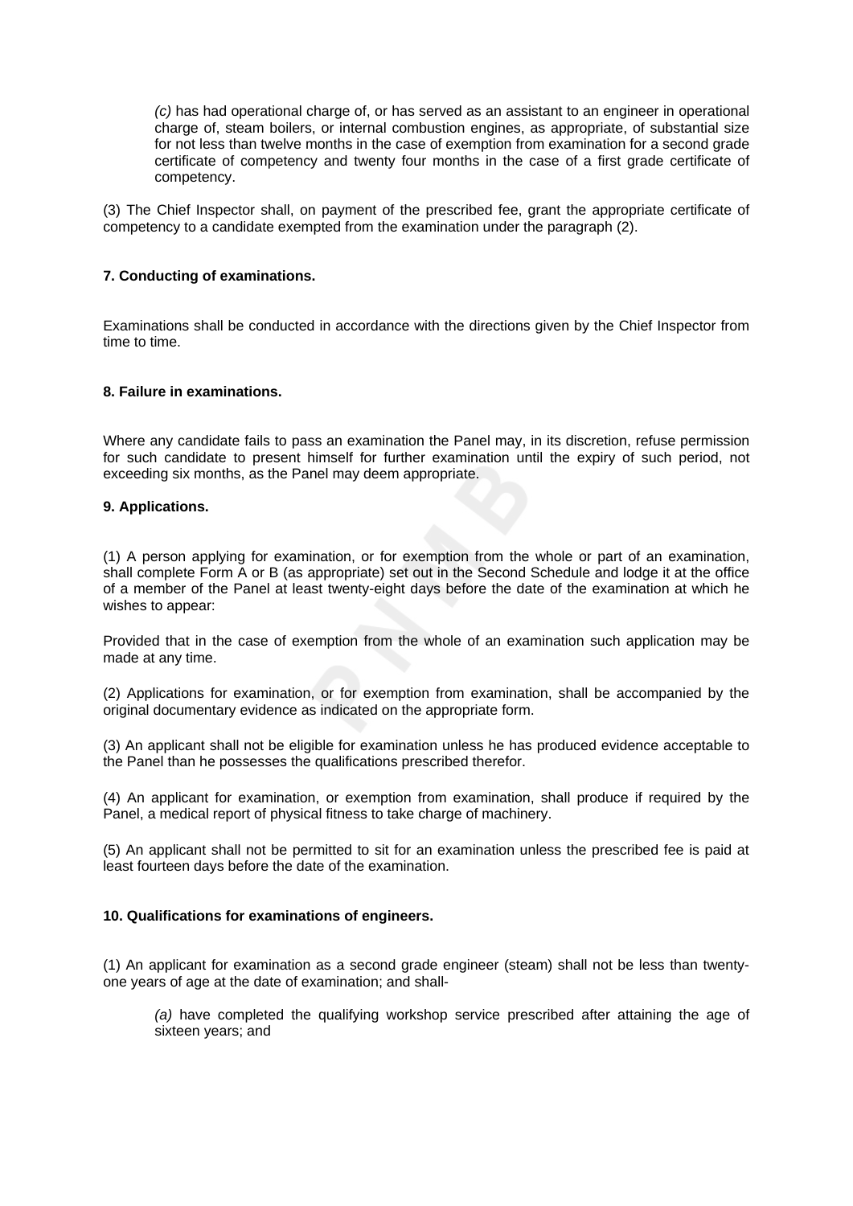*(c)* has had operational charge of, or has served as an assistant to an engineer in operational charge of, steam boilers, or internal combustion engines, as appropriate, of substantial size for not less than twelve months in the case of exemption from examination for a second grade certificate of competency and twenty four months in the case of a first grade certificate of competency.

(3) The Chief Inspector shall, on payment of the prescribed fee, grant the appropriate certificate of competency to a candidate exempted from the examination under the paragraph (2).

**7. Conducting of examinations.**

Examinations shall be conducted in accordance with the directions given by the Chief Inspector from time to time.

**8. Failure in examinations.**

Where any candidate fails to pass an examination the Panel may, in its discretion, refuse permission for such candidate to present himself for further examination until the expiry of such period, not exceeding six months, as the Panel may deem appropriate.

**9. Applications.**

(1) A person applying for examination, or for exemption from the whole or part of an examination, shall complete Form A or B (as appropriate) set out in the Second Schedule and lodge it at the office of a member of the Panel at least twenty-eight days before the date of the examination at which he wishes to appear:

Provided that in the case of exemption from the whole of an examination such application may be made at any time.

(2) Applications for examination, or for exemption from examination, shall be accompanied by the original documentary evidence as indicated on the appropriate form.

(3) An applicant shall not be eligible for examination unless he has produced evidence acceptable to the Panel than he possesses the qualifications prescribed therefor.

(4) An applicant for examination, or exemption from examination, shall produce if required by the Panel, a medical report of physical fitness to take charge of machinery.

(5) An applicant shall not be permitted to sit for an examination unless the prescribed fee is paid at least fourteen days before the date of the examination.

**10. Qualifications for examinations of engineers.**

(1) An applicant for examination as a second grade engineer (steam) shall not be less than twenty-one years of age at the date of examination; and shall-

*(a)* have completed the qualifying workshop service prescribed after attaining the age of sixteen years; and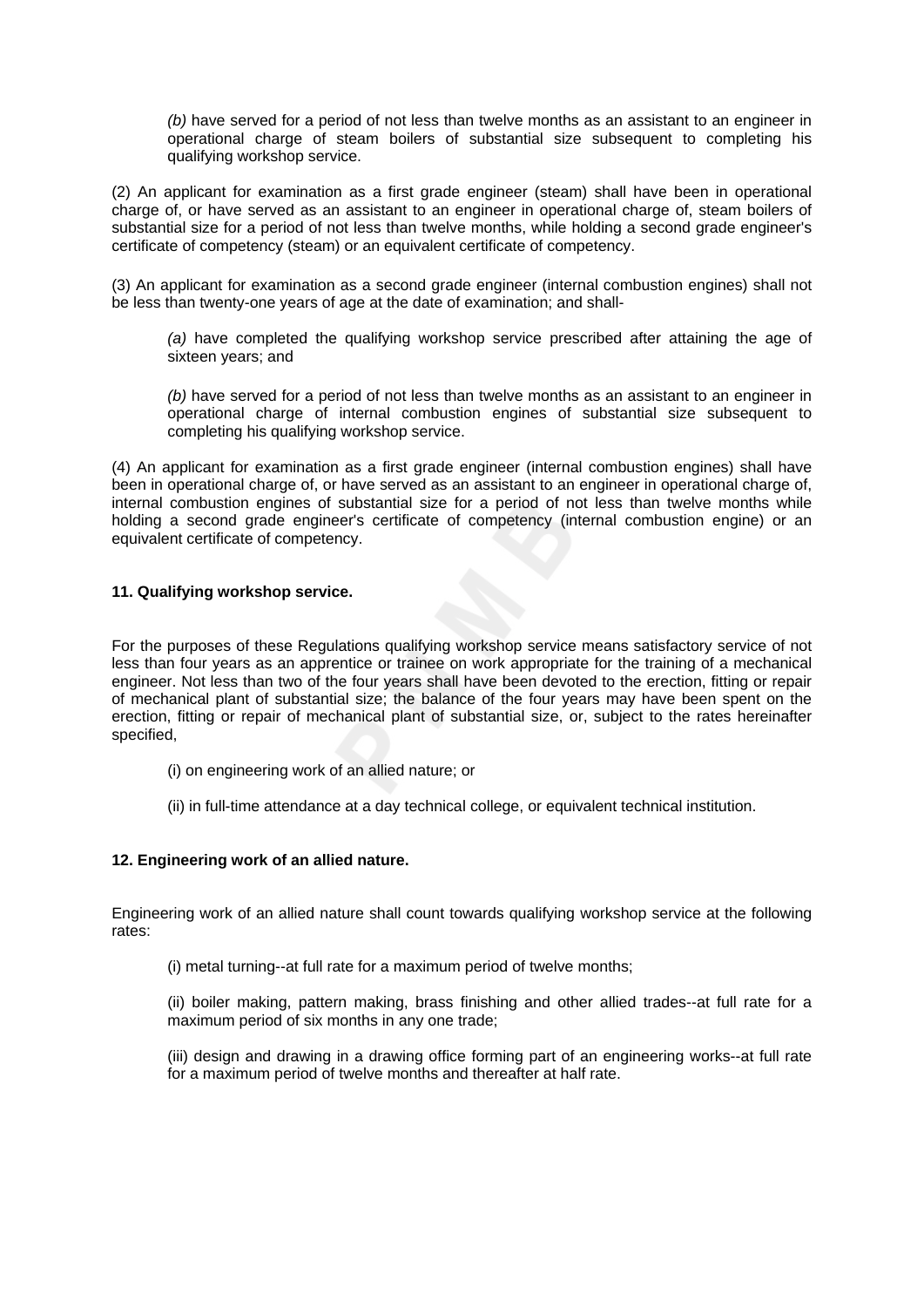*(b)* have served for a period of not less than twelve months as an assistant to an engineer in operational charge of steam boilers of substantial size subsequent to completing his qualifying workshop service.

(2) An applicant for examination as a first grade engineer (steam) shall have been in operational charge of, or have served as an assistant to an engineer in operational charge of, steam boilers of substantial size for a period of not less than twelve months, while holding a second grade engineer's certificate of competency (steam) or an equivalent certificate of competency.

(3) An applicant for examination as a second grade engineer (internal combustion engines) shall not be less than twenty-one years of age at the date of examination; and shall-

> *(a)* have completed the qualifying workshop service prescribed after attaining the age of sixteen years; and
>
> *(b)* have served for a period of not less than twelve months as an assistant to an engineer in operational charge of internal combustion engines of substantial size subsequent to completing his qualifying workshop service.

(4) An applicant for examination as a first grade engineer (internal combustion engines) shall have been in operational charge of, or have served as an assistant to an engineer in operational charge of, internal combustion engines of substantial size for a period of not less than twelve months while holding a second grade engineer's certificate of competency (internal combustion engine) or an equivalent certificate of competency.

**11. Qualifying workshop service.**

For the purposes of these Regulations qualifying workshop service means satisfactory service of not less than four years as an apprentice or trainee on work appropriate for the training of a mechanical engineer. Not less than two of the four years shall have been devoted to the erection, fitting or repair of mechanical plant of substantial size; the balance of the four years may have been spent on the erection, fitting or repair of mechanical plant of substantial size, or, subject to the rates hereinafter specified,

> (i) on engineering work of an allied nature; or
>
> (ii) in full-time attendance at a day technical college, or equivalent technical institution.

**12. Engineering work of an allied nature.**

Engineering work of an allied nature shall count towards qualifying workshop service at the following rates:

> (i) metal turning--at full rate for a maximum period of twelve months;
>
> (ii) boiler making, pattern making, brass finishing and other allied trades--at full rate for a maximum period of six months in any one trade;
>
> (iii) design and drawing in a drawing office forming part of an engineering works--at full rate for a maximum period of twelve months and thereafter at half rate.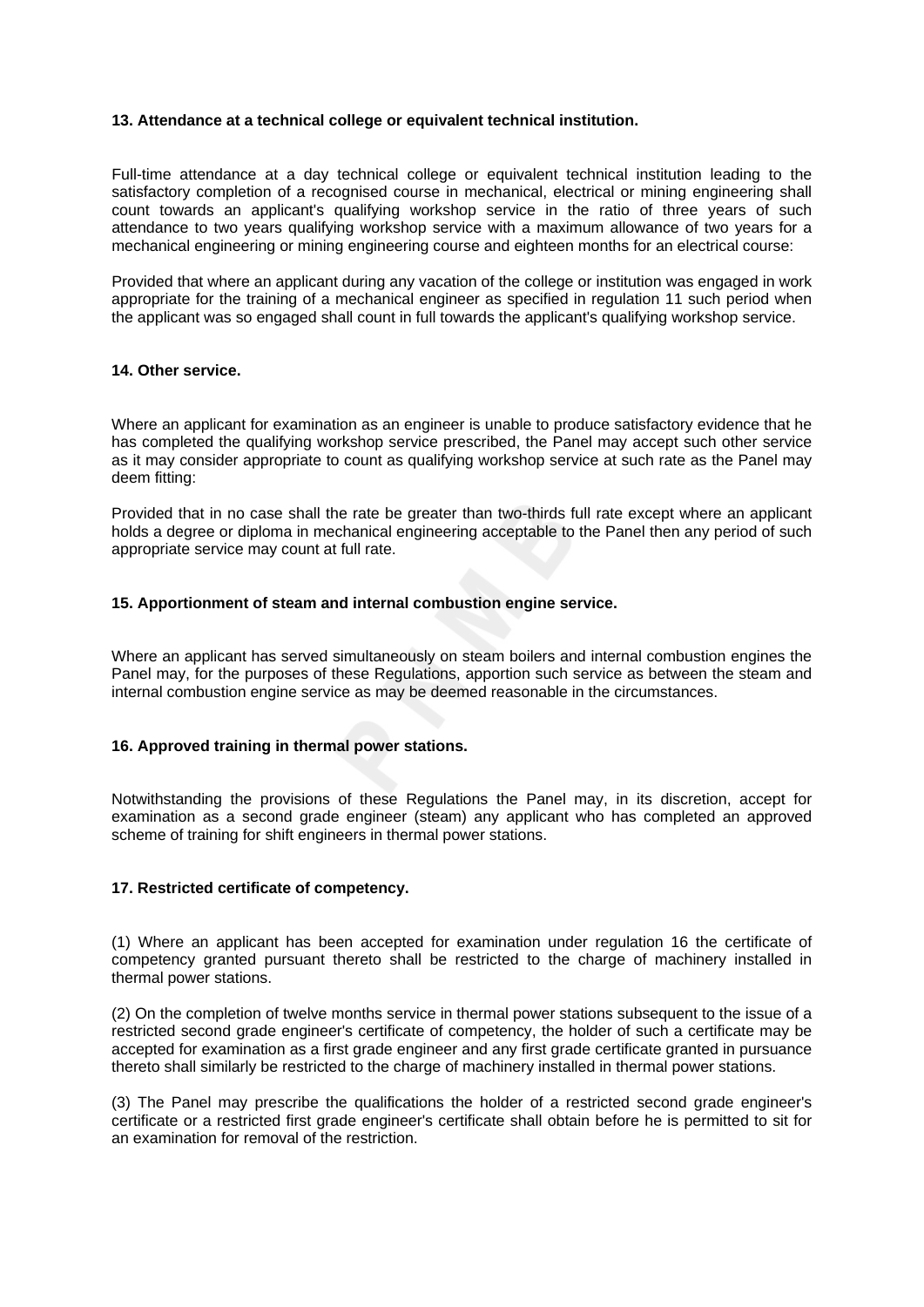**13. Attendance at a technical college or equivalent technical institution.**

Full-time attendance at a day technical college or equivalent technical institution leading to the satisfactory completion of a recognised course in mechanical, electrical or mining engineering shall count towards an applicant's qualifying workshop service in the ratio of three years of such attendance to two years qualifying workshop service with a maximum allowance of two years for a mechanical engineering or mining engineering course and eighteen months for an electrical course:

Provided that where an applicant during any vacation of the college or institution was engaged in work appropriate for the training of a mechanical engineer as specified in regulation 11 such period when the applicant was so engaged shall count in full towards the applicant's qualifying workshop service.

**14. Other service.**

Where an applicant for examination as an engineer is unable to produce satisfactory evidence that he has completed the qualifying workshop service prescribed, the Panel may accept such other service as it may consider appropriate to count as qualifying workshop service at such rate as the Panel may deem fitting:

Provided that in no case shall the rate be greater than two-thirds full rate except where an applicant holds a degree or diploma in mechanical engineering acceptable to the Panel then any period of such appropriate service may count at full rate.

**15. Apportionment of steam and internal combustion engine service.**

Where an applicant has served simultaneously on steam boilers and internal combustion engines the Panel may, for the purposes of these Regulations, apportion such service as between the steam and internal combustion engine service as may be deemed reasonable in the circumstances.

**16. Approved training in thermal power stations.**

Notwithstanding the provisions of these Regulations the Panel may, in its discretion, accept for examination as a second grade engineer (steam) any applicant who has completed an approved scheme of training for shift engineers in thermal power stations.

**17. Restricted certificate of competency.**

(1) Where an applicant has been accepted for examination under regulation 16 the certificate of competency granted pursuant thereto shall be restricted to the charge of machinery installed in thermal power stations.

(2) On the completion of twelve months service in thermal power stations subsequent to the issue of a restricted second grade engineer's certificate of competency, the holder of such a certificate may be accepted for examination as a first grade engineer and any first grade certificate granted in pursuance thereto shall similarly be restricted to the charge of machinery installed in thermal power stations.

(3) The Panel may prescribe the qualifications the holder of a restricted second grade engineer's certificate or a restricted first grade engineer's certificate shall obtain before he is permitted to sit for an examination for removal of the restriction.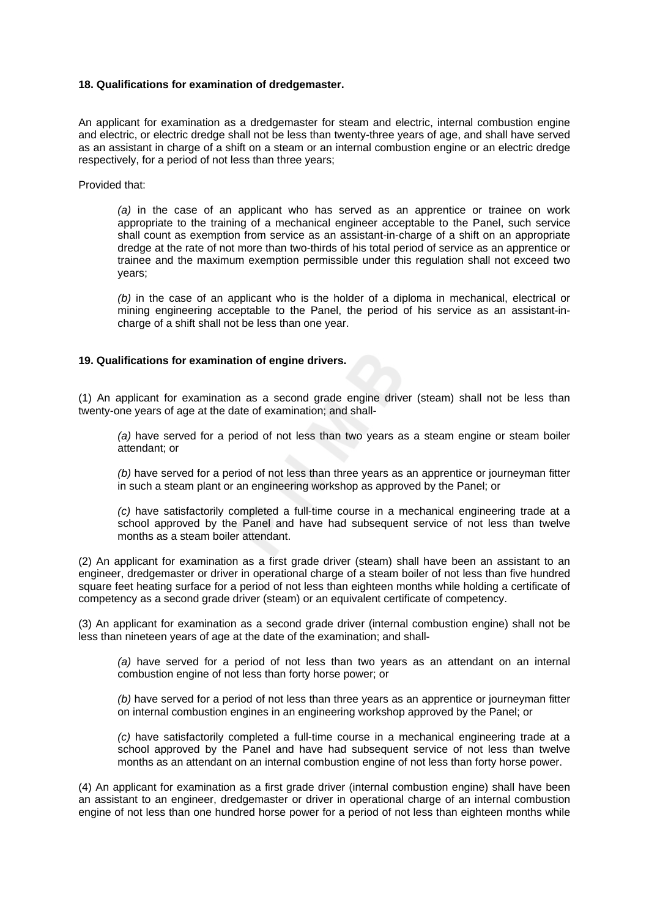**18. Qualifications for examination of dredgemaster.**

An applicant for examination as a dredgemaster for steam and electric, internal combustion engine and electric, or electric dredge shall not be less than twenty-three years of age, and shall have served as an assistant in charge of a shift on a steam or an internal combustion engine or an electric dredge respectively, for a period of not less than three years;

Provided that:

> *(a)* in the case of an applicant who has served as an apprentice or trainee on work appropriate to the training of a mechanical engineer acceptable to the Panel, such service shall count as exemption from service as an assistant-in-charge of a shift on an appropriate dredge at the rate of not more than two-thirds of his total period of service as an apprentice or trainee and the maximum exemption permissible under this regulation shall not exceed two years;
>
> *(b)* in the case of an applicant who is the holder of a diploma in mechanical, electrical or mining engineering acceptable to the Panel, the period of his service as an assistant-in-charge of a shift shall not be less than one year.

**19. Qualifications for examination of engine drivers.**

(1) An applicant for examination as a second grade engine driver (steam) shall not be less than twenty-one years of age at the date of examination; and shall-

> *(a)* have served for a period of not less than two years as a steam engine or steam boiler attendant; or
>
> *(b)* have served for a period of not less than three years as an apprentice or journeyman fitter in such a steam plant or an engineering workshop as approved by the Panel; or
>
> *(c)* have satisfactorily completed a full-time course in a mechanical engineering trade at a school approved by the Panel and have had subsequent service of not less than twelve months as a steam boiler attendant.

(2) An applicant for examination as a first grade driver (steam) shall have been an assistant to an engineer, dredgemaster or driver in operational charge of a steam boiler of not less than five hundred square feet heating surface for a period of not less than eighteen months while holding a certificate of competency as a second grade driver (steam) or an equivalent certificate of competency.

(3) An applicant for examination as a second grade driver (internal combustion engine) shall not be less than nineteen years of age at the date of the examination; and shall-

> *(a)* have served for a period of not less than two years as an attendant on an internal combustion engine of not less than forty horse power; or
>
> *(b)* have served for a period of not less than three years as an apprentice or journeyman fitter on internal combustion engines in an engineering workshop approved by the Panel; or
>
> *(c)* have satisfactorily completed a full-time course in a mechanical engineering trade at a school approved by the Panel and have had subsequent service of not less than twelve months as an attendant on an internal combustion engine of not less than forty horse power.

(4) An applicant for examination as a first grade driver (internal combustion engine) shall have been an assistant to an engineer, dredgemaster or driver in operational charge of an internal combustion engine of not less than one hundred horse power for a period of not less than eighteen months while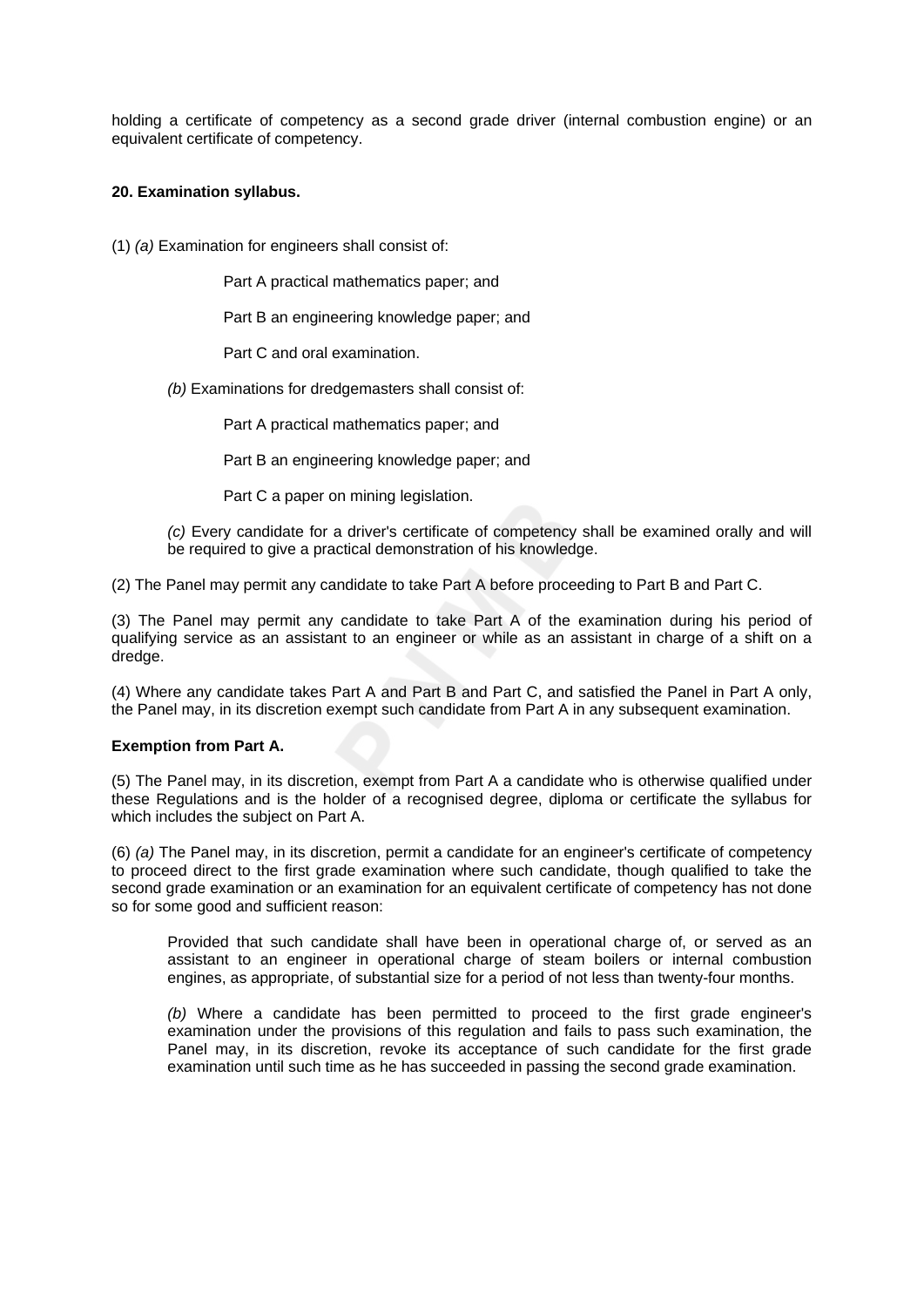holding a certificate of competency as a second grade driver (internal combustion engine) or an equivalent certificate of competency.

**20. Examination syllabus.**

(1) *(a)* Examination for engineers shall consist of:

Part A practical mathematics paper; and

Part B an engineering knowledge paper; and

Part C and oral examination.

*(b)* Examinations for dredgemasters shall consist of:

Part A practical mathematics paper; and

Part B an engineering knowledge paper; and

Part C a paper on mining legislation.

*(c)* Every candidate for a driver's certificate of competency shall be examined orally and will be required to give a practical demonstration of his knowledge.

(2) The Panel may permit any candidate to take Part A before proceeding to Part B and Part C.

(3) The Panel may permit any candidate to take Part A of the examination during his period of qualifying service as an assistant to an engineer or while as an assistant in charge of a shift on a dredge.

(4) Where any candidate takes Part A and Part B and Part C, and satisfied the Panel in Part A only, the Panel may, in its discretion exempt such candidate from Part A in any subsequent examination.

**Exemption from Part A.**

(5) The Panel may, in its discretion, exempt from Part A a candidate who is otherwise qualified under these Regulations and is the holder of a recognised degree, diploma or certificate the syllabus for which includes the subject on Part A.

(6) *(a)* The Panel may, in its discretion, permit a candidate for an engineer's certificate of competency to proceed direct to the first grade examination where such candidate, though qualified to take the second grade examination or an examination for an equivalent certificate of competency has not done so for some good and sufficient reason:

Provided that such candidate shall have been in operational charge of, or served as an assistant to an engineer in operational charge of steam boilers or internal combustion engines, as appropriate, of substantial size for a period of not less than twenty-four months.

*(b)* Where a candidate has been permitted to proceed to the first grade engineer's examination under the provisions of this regulation and fails to pass such examination, the Panel may, in its discretion, revoke its acceptance of such candidate for the first grade examination until such time as he has succeeded in passing the second grade examination.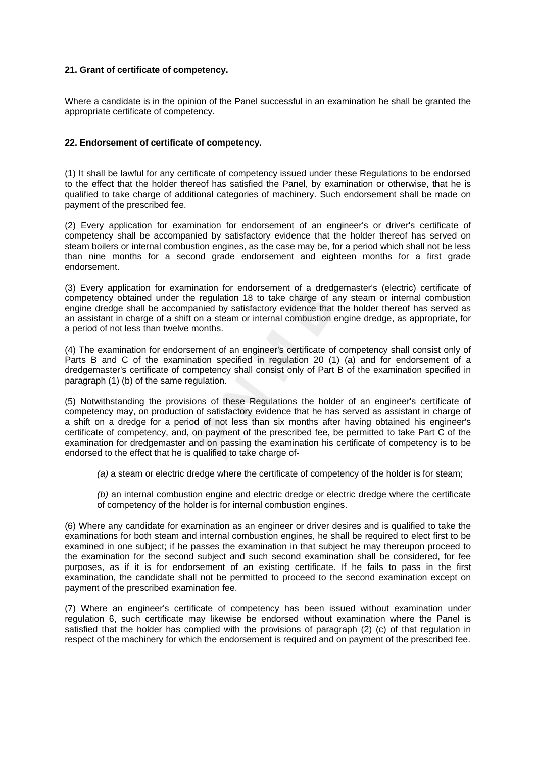**21. Grant of certificate of competency.**

Where a candidate is in the opinion of the Panel successful in an examination he shall be granted the appropriate certificate of competency.

**22. Endorsement of certificate of competency.**

(1) It shall be lawful for any certificate of competency issued under these Regulations to be endorsed to the effect that the holder thereof has satisfied the Panel, by examination or otherwise, that he is qualified to take charge of additional categories of machinery. Such endorsement shall be made on payment of the prescribed fee.

(2) Every application for examination for endorsement of an engineer's or driver's certificate of competency shall be accompanied by satisfactory evidence that the holder thereof has served on steam boilers or internal combustion engines, as the case may be, for a period which shall not be less than nine months for a second grade endorsement and eighteen months for a first grade endorsement.

(3) Every application for examination for endorsement of a dredgemaster's (electric) certificate of competency obtained under the regulation 18 to take charge of any steam or internal combustion engine dredge shall be accompanied by satisfactory evidence that the holder thereof has served as an assistant in charge of a shift on a steam or internal combustion engine dredge, as appropriate, for a period of not less than twelve months.

(4) The examination for endorsement of an engineer's certificate of competency shall consist only of Parts B and C of the examination specified in regulation 20 (1) (a) and for endorsement of a dredgemaster's certificate of competency shall consist only of Part B of the examination specified in paragraph (1) (b) of the same regulation.

(5) Notwithstanding the provisions of these Regulations the holder of an engineer's certificate of competency may, on production of satisfactory evidence that he has served as assistant in charge of a shift on a dredge for a period of not less than six months after having obtained his engineer's certificate of competency, and, on payment of the prescribed fee, be permitted to take Part C of the examination for dredgemaster and on passing the examination his certificate of competency is to be endorsed to the effect that he is qualified to take charge of-

*(a)* a steam or electric dredge where the certificate of competency of the holder is for steam;

*(b)* an internal combustion engine and electric dredge or electric dredge where the certificate of competency of the holder is for internal combustion engines.

(6) Where any candidate for examination as an engineer or driver desires and is qualified to take the examinations for both steam and internal combustion engines, he shall be required to elect first to be examined in one subject; if he passes the examination in that subject he may thereupon proceed to the examination for the second subject and such second examination shall be considered, for fee purposes, as if it is for endorsement of an existing certificate. If he fails to pass in the first examination, the candidate shall not be permitted to proceed to the second examination except on payment of the prescribed examination fee.

(7) Where an engineer's certificate of competency has been issued without examination under regulation 6, such certificate may likewise be endorsed without examination where the Panel is satisfied that the holder has complied with the provisions of paragraph (2) (c) of that regulation in respect of the machinery for which the endorsement is required and on payment of the prescribed fee.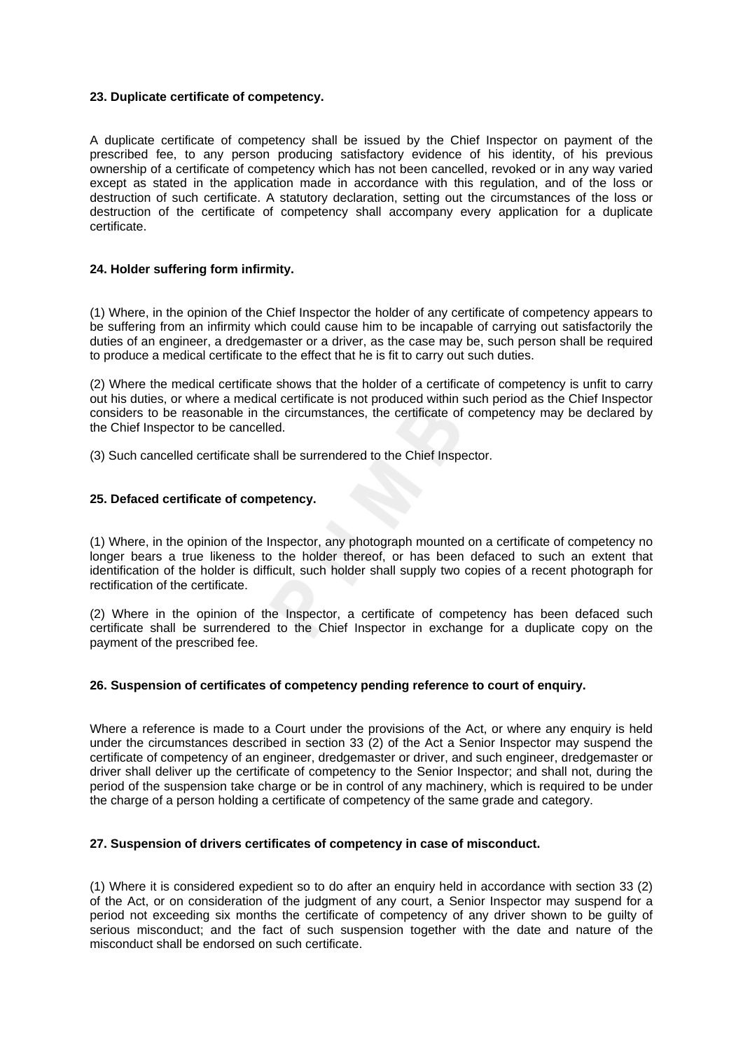**23. Duplicate certificate of competency.**

A duplicate certificate of competency shall be issued by the Chief Inspector on payment of the prescribed fee, to any person producing satisfactory evidence of his identity, of his previous ownership of a certificate of competency which has not been cancelled, revoked or in any way varied except as stated in the application made in accordance with this regulation, and of the loss or destruction of such certificate. A statutory declaration, setting out the circumstances of the loss or destruction of the certificate of competency shall accompany every application for a duplicate certificate.

**24. Holder suffering form infirmity.**

(1) Where, in the opinion of the Chief Inspector the holder of any certificate of competency appears to be suffering from an infirmity which could cause him to be incapable of carrying out satisfactorily the duties of an engineer, a dredgemaster or a driver, as the case may be, such person shall be required to produce a medical certificate to the effect that he is fit to carry out such duties.

(2) Where the medical certificate shows that the holder of a certificate of competency is unfit to carry out his duties, or where a medical certificate is not produced within such period as the Chief Inspector considers to be reasonable in the circumstances, the certificate of competency may be declared by the Chief Inspector to be cancelled.

(3) Such cancelled certificate shall be surrendered to the Chief Inspector.

**25. Defaced certificate of competency.**

(1) Where, in the opinion of the Inspector, any photograph mounted on a certificate of competency no longer bears a true likeness to the holder thereof, or has been defaced to such an extent that identification of the holder is difficult, such holder shall supply two copies of a recent photograph for rectification of the certificate.

(2) Where in the opinion of the Inspector, a certificate of competency has been defaced such certificate shall be surrendered to the Chief Inspector in exchange for a duplicate copy on the payment of the prescribed fee.

**26. Suspension of certificates of competency pending reference to court of enquiry.**

Where a reference is made to a Court under the provisions of the Act, or where any enquiry is held under the circumstances described in section 33 (2) of the Act a Senior Inspector may suspend the certificate of competency of an engineer, dredgemaster or driver, and such engineer, dredgemaster or driver shall deliver up the certificate of competency to the Senior Inspector; and shall not, during the period of the suspension take charge or be in control of any machinery, which is required to be under the charge of a person holding a certificate of competency of the same grade and category.

**27. Suspension of drivers certificates of competency in case of misconduct.**

(1) Where it is considered expedient so to do after an enquiry held in accordance with section 33 (2) of the Act, or on consideration of the judgment of any court, a Senior Inspector may suspend for a period not exceeding six months the certificate of competency of any driver shown to be guilty of serious misconduct; and the fact of such suspension together with the date and nature of the misconduct shall be endorsed on such certificate.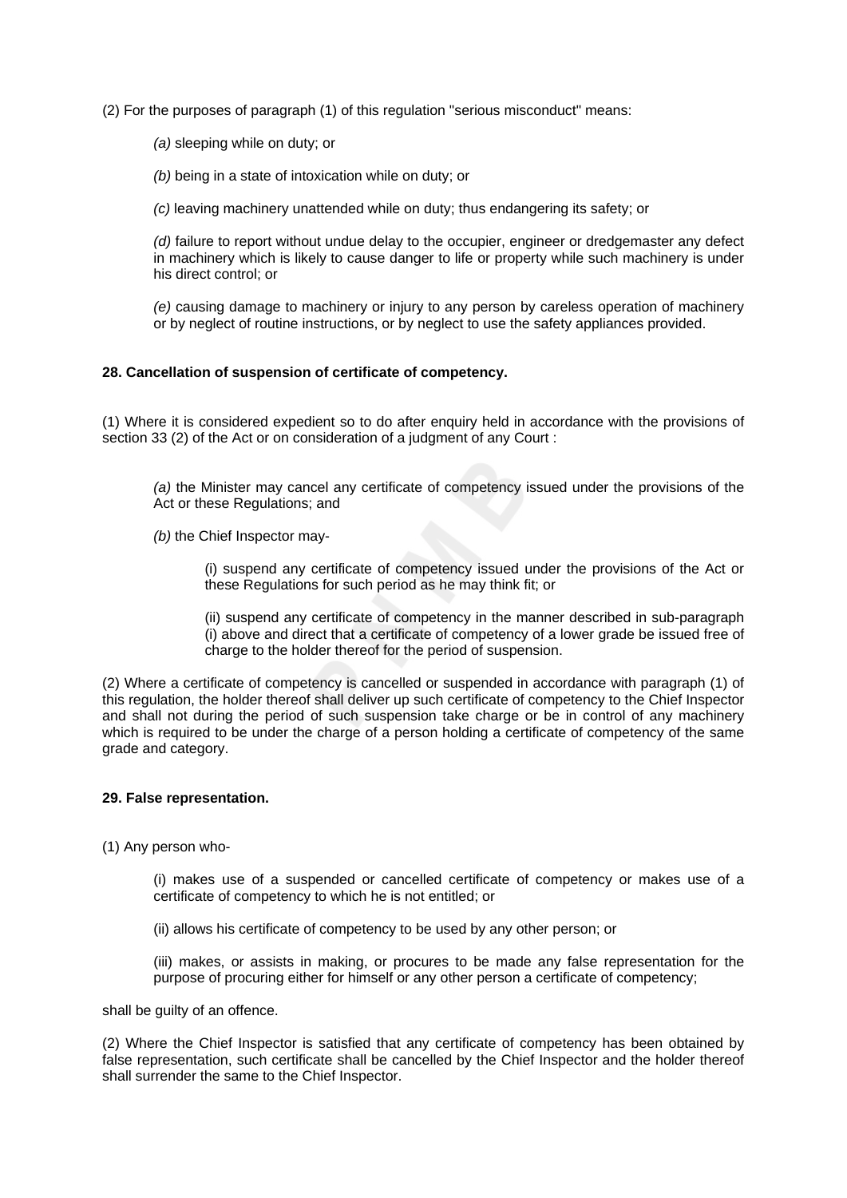(2) For the purposes of paragraph (1) of this regulation "serious misconduct" means:

*(a)* sleeping while on duty; or

*(b)* being in a state of intoxication while on duty; or

*(c)* leaving machinery unattended while on duty; thus endangering its safety; or

*(d)* failure to report without undue delay to the occupier, engineer or dredgemaster any defect in machinery which is likely to cause danger to life or property while such machinery is under his direct control; or

*(e)* causing damage to machinery or injury to any person by careless operation of machinery or by neglect of routine instructions, or by neglect to use the safety appliances provided.

**28. Cancellation of suspension of certificate of competency.**

(1) Where it is considered expedient so to do after enquiry held in accordance with the provisions of section 33 (2) of the Act or on consideration of a judgment of any Court :

*(a)* the Minister may cancel any certificate of competency issued under the provisions of the Act or these Regulations; and

*(b)* the Chief Inspector may-

(i) suspend any certificate of competency issued under the provisions of the Act or these Regulations for such period as he may think fit; or

(ii) suspend any certificate of competency in the manner described in sub-paragraph (i) above and direct that a certificate of competency of a lower grade be issued free of charge to the holder thereof for the period of suspension.

(2) Where a certificate of competency is cancelled or suspended in accordance with paragraph (1) of this regulation, the holder thereof shall deliver up such certificate of competency to the Chief Inspector and shall not during the period of such suspension take charge or be in control of any machinery which is required to be under the charge of a person holding a certificate of competency of the same grade and category.

**29. False representation.**

(1) Any person who-

(i) makes use of a suspended or cancelled certificate of competency or makes use of a certificate of competency to which he is not entitled; or

(ii) allows his certificate of competency to be used by any other person; or

(iii) makes, or assists in making, or procures to be made any false representation for the purpose of procuring either for himself or any other person a certificate of competency;

shall be guilty of an offence.

(2) Where the Chief Inspector is satisfied that any certificate of competency has been obtained by false representation, such certificate shall be cancelled by the Chief Inspector and the holder thereof shall surrender the same to the Chief Inspector.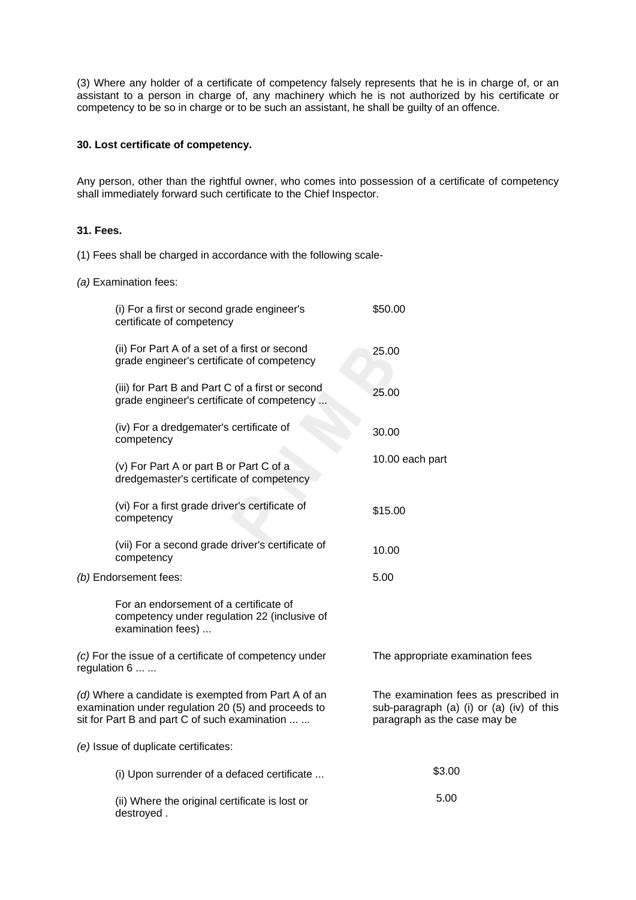(3) Where any holder of a certificate of competency falsely represents that he is in charge of, or an assistant to a person in charge of, any machinery which he is not authorized by his certificate or competency to be so in charge or to be such an assistant, he shall be guilty of an offence.

**30. Lost certificate of competency.**

Any person, other than the rightful owner, who comes into possession of a certificate of competency shall immediately forward such certificate to the Chief Inspector.

**31. Fees.**

(1) Fees shall be charged in accordance with the following scale-

*(a)* Examination fees:

| | |
|---|---|
| (i) For a first or second grade engineer's certificate of competency | $50.00 |
| (ii) For Part A of a set of a first or second grade engineer's certificate of competency | 25.00 |
| (iii) for Part B and Part C of a first or second grade engineer's certificate of competency ... | 25.00 |
| (iv) For a dredgemater's certificate of competency | 30.00 |
| (v) For Part A or part B or Part C of a dredgemaster's certificate of competency | 10.00 each part |
| (vi) For a first grade driver's certificate of competency | $15.00 |
| (vii) For a second grade driver's certificate of competency | 10.00 |
| *(b)* Endorsement fees: | 5.00 |
| For an endorsement of a certificate of competency under regulation 22 (inclusive of examination fees) ... | |
| *(c)* For the issue of a certificate of competency under regulation 6 ... ... | The appropriate examination fees |
| *(d)* Where a candidate is exempted from Part A of an examination under regulation 20 (5) and proceeds to sit for Part B and part C of such examination ... ... | The examination fees as prescribed in sub-paragraph (a) (i) or (a) (iv) of this paragraph as the case may be |
| *(e)* Issue of duplicate certificates: | |
| (i) Upon surrender of a defaced certificate ... | $3.00 |
| (ii) Where the original certificate is lost or destroyed . | 5.00 |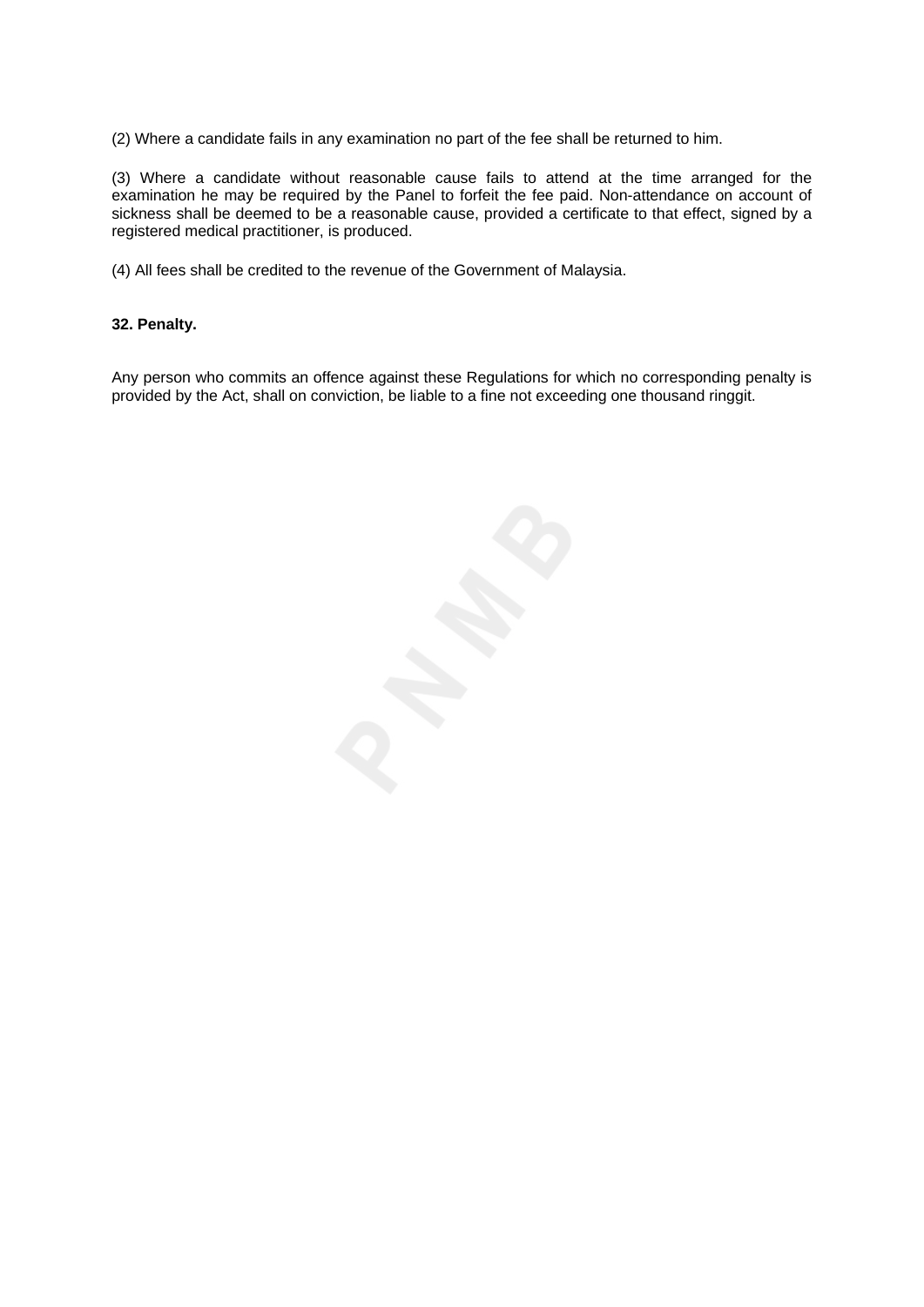(2) Where a candidate fails in any examination no part of the fee shall be returned to him.

(3) Where a candidate without reasonable cause fails to attend at the time arranged for the examination he may be required by the Panel to forfeit the fee paid. Non-attendance on account of sickness shall be deemed to be a reasonable cause, provided a certificate to that effect, signed by a registered medical practitioner, is produced.

(4) All fees shall be credited to the revenue of the Government of Malaysia.

**32. Penalty.**

Any person who commits an offence against these Regulations for which no corresponding penalty is provided by the Act, shall on conviction, be liable to a fine not exceeding one thousand ringgit.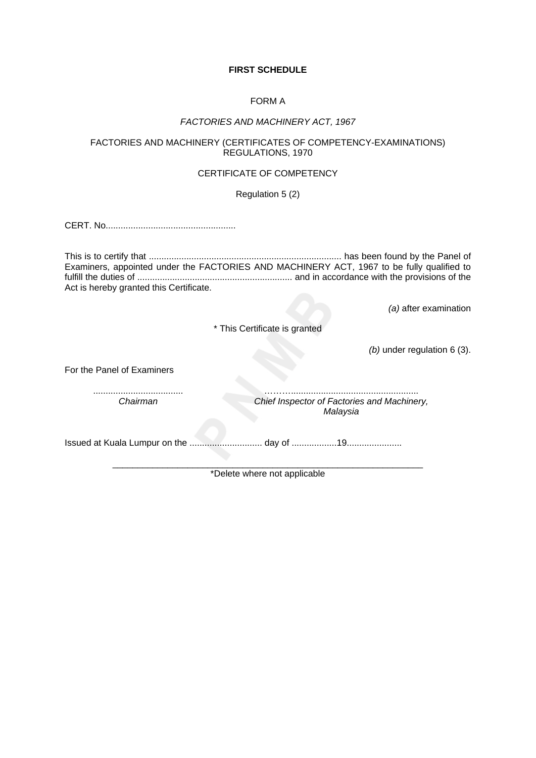**FIRST SCHEDULE**

FORM A

*FACTORIES AND MACHINERY ACT, 1967*

FACTORIES AND MACHINERY (CERTIFICATES OF COMPETENCY-EXAMINATIONS) REGULATIONS, 1970

CERTIFICATE OF COMPETENCY

Regulation 5 (2)

CERT. No....................................................

This is to certify that ............................................................................ has been found by the Panel of Examiners, appointed under the FACTORIES AND MACHINERY ACT, 1967 to be fully qualified to fulfill the duties of ............................................................. and in accordance with the provisions of the Act is hereby granted this Certificate.

* This Certificate is granted
  - *(a)* after examination
  - *(b)* under regulation 6 (3).

For the Panel of Examiners

.................................... *Chairman*

…………................................................... *Chief Inspector of Factories and Machinery, Malaysia*

Issued at Kuala Lumpur on the ............................. day of ..................19......................

*Delete where not applicable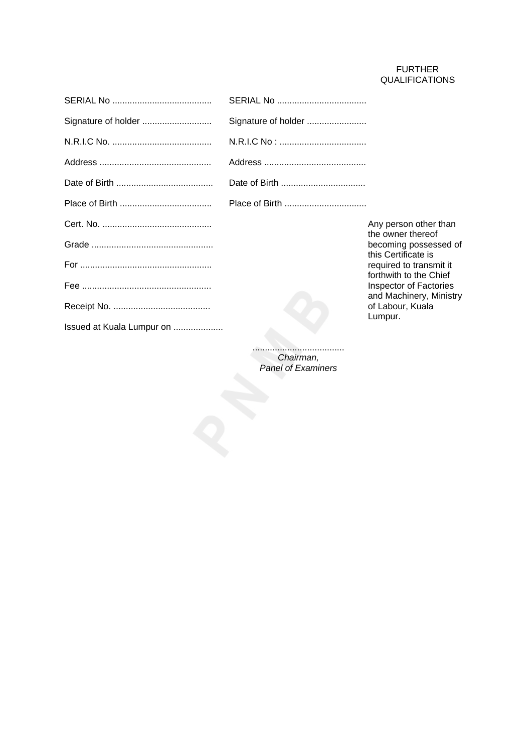FURTHER QUALIFICATIONS

| | |
|---|---|
| SERIAL No ........................................ | SERIAL No .................................... |
| Signature of holder ............................ | Signature of holder ........................ |
| N.R.I.C No. ........................................ | N.R.I.C No : ................................... |
| Address ............................................. | Address ......................................... |
| Date of Birth ....................................... | Date of Birth .................................. |
| Place of Birth ..................................... | Place of Birth ................................. |

Cert. No. ............................................

Grade .................................................

For .....................................................

Fee ....................................................

Receipt No. .......................................

Issued at Kuala Lumpur on ....................

Any person other than the owner thereof becoming possessed of this Certificate is required to transmit it forthwith to the Chief Inspector of Factories and Machinery, Ministry of Labour, Kuala Lumpur.

.....................................
*Chairman,*
*Panel of Examiners*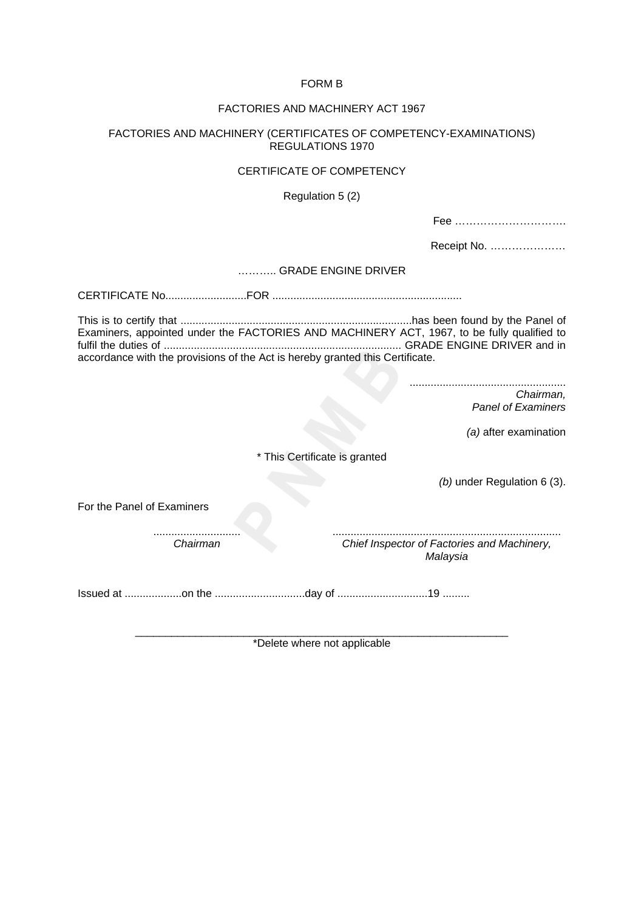FORM B

FACTORIES AND MACHINERY ACT 1967

FACTORIES AND MACHINERY (CERTIFICATES OF COMPETENCY-EXAMINATIONS) REGULATIONS 1970

CERTIFICATE OF COMPETENCY

Regulation 5 (2)

Fee ………………………….

Receipt No. …………………

……….. GRADE ENGINE DRIVER

CERTIFICATE No...........................FOR ..............................................................

This is to certify that ............................................................................has been found by the Panel of Examiners, appointed under the FACTORIES AND MACHINERY ACT, 1967, to be fully qualified to fulfil the duties of .............................................................................. GRADE ENGINE DRIVER and in accordance with the provisions of the Act is hereby granted this Certificate.

...................................................
*Chairman,*
*Panel of Examiners*

\* This Certificate is granted

*(a)* after examination

*(b)* under Regulation 6 (3).

For the Panel of Examiners

............................
*Chairman*

...........................................................................
*Chief Inspector of Factories and Machinery, Malaysia*

Issued at ...................on the ..............................day of .............................19 .........

---

*Delete where not applicable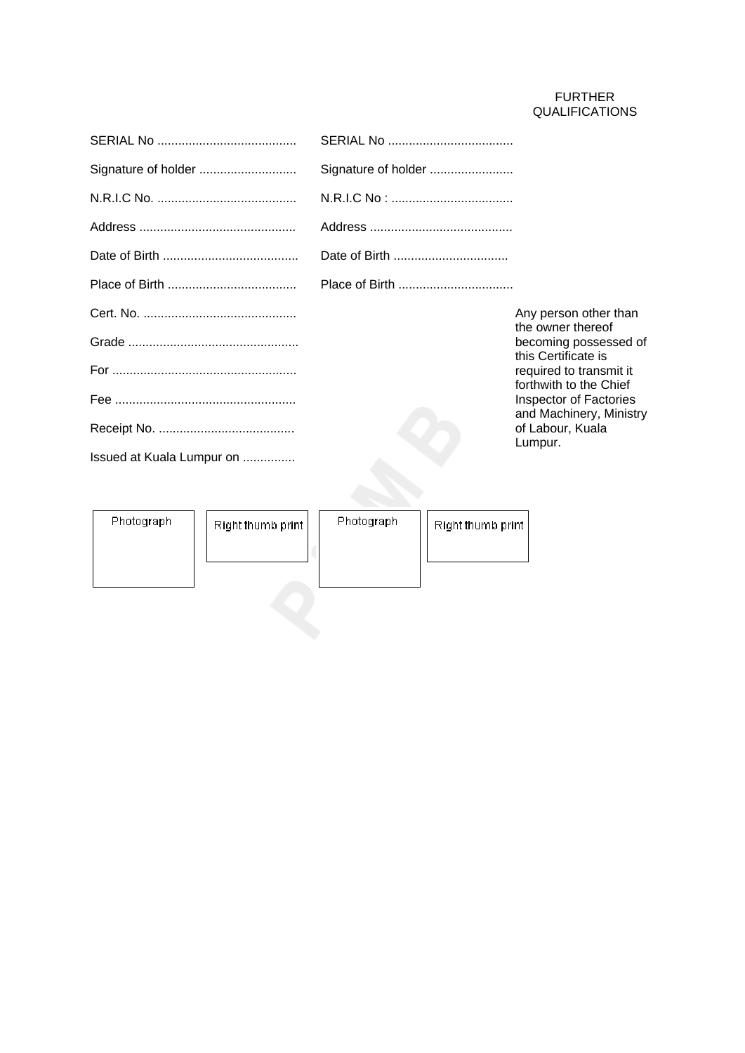FURTHER QUALIFICATIONS

SERIAL No ........................................

Signature of holder ............................

N.R.I.C No. ........................................

Address .............................................

Date of Birth .......................................

Place of Birth .....................................

Cert. No. ............................................

Grade .................................................

For .....................................................

Fee ....................................................

Receipt No. .......................................

Issued at Kuala Lumpur on ...............

SERIAL No ....................................

Signature of holder ........................

N.R.I.C No : ...................................

Address .........................................

Date of Birth .................................

Place of Birth .................................

Any person other than the owner thereof becoming possessed of this Certificate is required to transmit it forthwith to the Chief Inspector of Factories and Machinery, Ministry of Labour, Kuala Lumpur.

| Photograph | Right thumb print | Photograph | Right thumb print |
|---|---|---|---|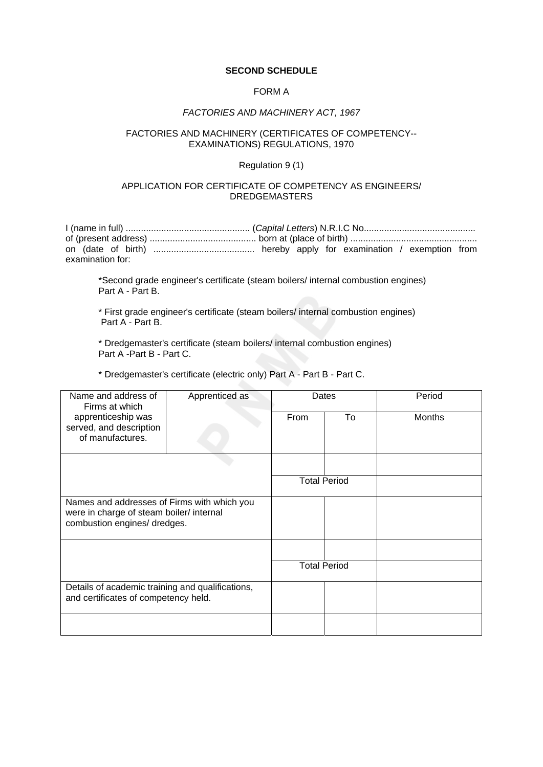**SECOND SCHEDULE**

FORM A

*FACTORIES AND MACHINERY ACT, 1967*

FACTORIES AND MACHINERY (CERTIFICATES OF COMPETENCY-- EXAMINATIONS) REGULATIONS, 1970

Regulation 9 (1)

APPLICATION FOR CERTIFICATE OF COMPETENCY AS ENGINEERS/ DREDGEMASTERS

I (name in full) ................................................ (*Capital Letters*) N.R.I.C No........................................... of (present address) .......................................... born at (place of birth) ................................................. on (date of birth) ....................................... hereby apply for examination / exemption from examination for:

*Second grade engineer's certificate (steam boilers/ internal combustion engines) Part A - Part B.

* First grade engineer's certificate (steam boilers/ internal combustion engines) Part A - Part B.

* Dredgemaster's certificate (steam boilers/ internal combustion engines) Part A -Part B - Part C.

* Dredgemaster's certificate (electric only) Part A - Part B - Part C.

| Name and address of Firms at which apprenticeship was served, and description of manufactures. | Apprenticed as | Dates | | Period |
|---|---|---|---|---|
| | | From | To | Months |
| | | | | |
| | | Total Period | | |
| Names and addresses of Firms with which you were in charge of steam boiler/ internal combustion engines/ dredges. | | | | |
| | | | | |
| | | Total Period | | |
| Details of academic training and qualifications, and certificates of competency held. | | | | |
| | | | | |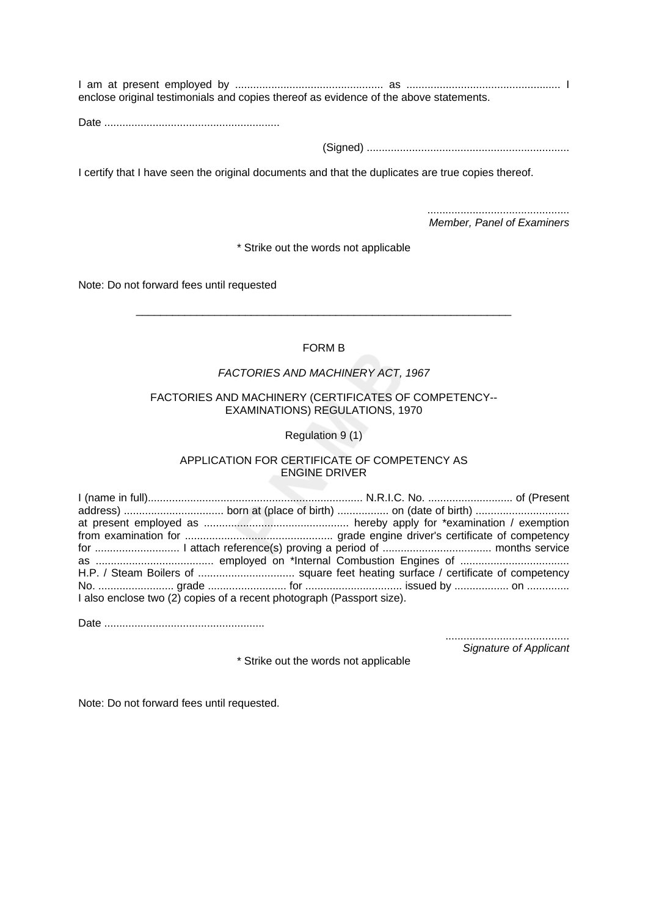I am at present employed by ................................................. as .................................................. I enclose original testimonials and copies thereof as evidence of the above statements.

Date ..........................................................

(Signed) ..................................................................

I certify that I have seen the original documents and that the duplicates are true copies thereof.

...............................................
*Member, Panel of Examiners*

* Strike out the words not applicable

Note: Do not forward fees until requested

---

FORM B

*FACTORIES AND MACHINERY ACT, 1967*

FACTORIES AND MACHINERY (CERTIFICATES OF COMPETENCY--EXAMINATIONS) REGULATIONS, 1970

Regulation 9 (1)

APPLICATION FOR CERTIFICATE OF COMPETENCY AS ENGINE DRIVER

I (name in full)....................................................................... N.R.I.C. No. ............................ of (Present address) ................................. born at (place of birth) ................. on (date of birth) ............................... at present employed as ................................................ hereby apply for *examination / exemption from examination for ................................................. grade engine driver's certificate of competency for ............................ I attach reference(s) proving a period of .................................... months service as ....................................... employed on *Internal Combustion Engines of .................................... H.P. / Steam Boilers of ................................ square feet heating surface / certificate of competency No. .......................... grade .......................... for ................................ issued by .................. on .............. I also enclose two (2) copies of a recent photograph (Passport size).

Date .....................................................

.........................................
*Signature of Applicant*

* Strike out the words not applicable

Note: Do not forward fees until requested.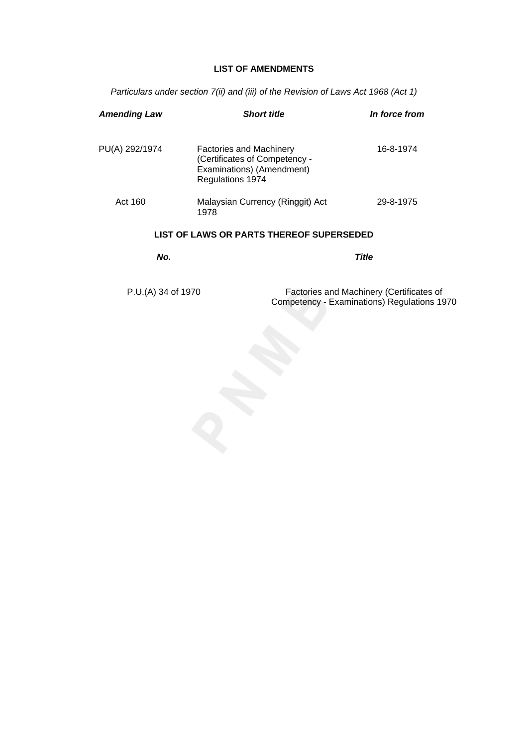## LIST OF AMENDMENTS

*Particulars under section 7(ii) and (iii) of the Revision of Laws Act 1968 (Act 1)*

| ***Amending Law*** | ***Short title*** | ***In force from*** |
|---|---|---|
| PU(A) 292/1974 | Factories and Machinery (Certificates of Competency - Examinations) (Amendment) Regulations 1974 | 16-8-1974 |
| Act 160 | Malaysian Currency (Ringgit) Act 1978 | 29-8-1975 |

## LIST OF LAWS OR PARTS THEREOF SUPERSEDED

| ***No.*** | ***Title*** |
|---|---|
| P.U.(A) 34 of 1970 | Factories and Machinery (Certificates of Competency - Examinations) Regulations 1970 |